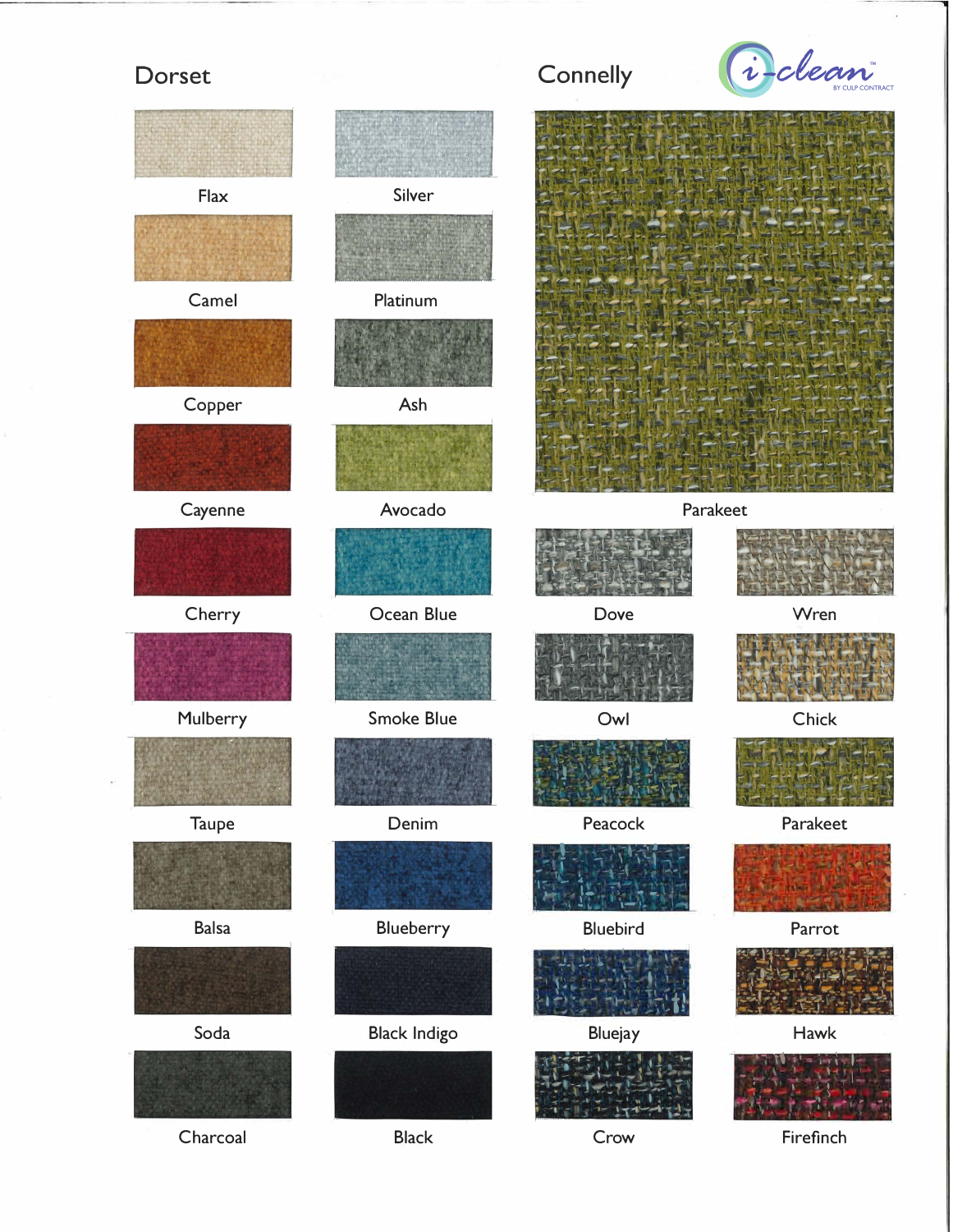## Dorset

Flax

Silver

Camel

Platinum

Copper

Ash

Cayenne

Avocado

Cherry

Ocean Blue

Mulberry

Smoke Blue

Taupe

Denim

Balsa

Blueberry

Soda

Black Indigo

Charcoal

Black

## Connelly

i-clean™ BY CULP CONTRACT

Parakeet

Dove

Wren

Owl

Chick

Peacock

Parakeet

Bluebird

Parrot

Bluejay

Hawk

Crow

Firefinch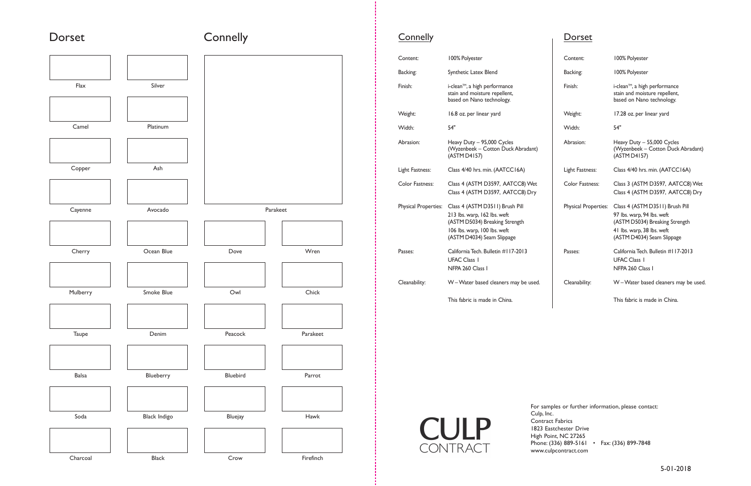## Dorset

Flax

Camel

Copper

Cayenne

Cherry

Mulberry

Taupe

Balsa

Soda

Charcoal

Silver

Platinum

Ash

Avocado

Ocean Blue

Smoke Blue

Denim

Blueberry

Black Indigo

Black

## Connelly

Parakeet

Dove

Wren

Owl

Chick

Peacock

Parakeet

Bluebird

Parrot

Bluejay

Hawk

Crow

Firefinch

## Connelly

| | |
|---|---|
| Content: | 100% Polyester |
| Backing: | Synthetic Latex Blend |
| Finish: | i-clean™, a high performance stain and moisture repellent, based on Nano technology. |
| Weight: | 16.8 oz. per linear yard |
| Width: | 54" |
| Abrasion: | Heavy Duty – 95,000 Cycles (Wyzenbeek – Cotton Duck Abradant) (ASTM D4157) |
| Light Fastness: | Class 4/40 hrs. min. (AATCC16A) |
| Color Fastness: | Class 4 (ASTM D3597, AATCC8) Wet<br>Class 4 (ASTM D3597, AATCC8) Dry |
| Physical Properties: | Class 4 (ASTM D3511) Brush Pill<br>213 lbs. warp, 162 lbs. weft<br>(ASTM D5034) Breaking Strength<br>106 lbs. warp, 100 lbs. weft<br>(ASTM D4034) Seam Slippage |
| Passes: | California Tech. Bulletin #117-2013<br>UFAC Class I<br>NFPA 260 Class I |
| Cleanability: | W – Water based cleaners may be used. |
| | This fabric is made in China. |

## Dorset

| | |
|---|---|
| Content: | 100% Polyester |
| Backing: | 100% Polyester |
| Finish: | i-clean™, a high performance stain and moisture repellent, based on Nano technology. |
| Weight: | 17.28 oz. per linear yard |
| Width: | 54" |
| Abrasion: | Heavy Duty – 55,000 Cycles (Wyzenbeek – Cotton Duck Abradant) (ASTM D4157) |
| Light Fastness: | Class 4/40 hrs. min. (AATCC16A) |
| Color Fastness: | Class 3 (ASTM D3597, AATCC8) Wet<br>Class 4 (ASTM D3597, AATCC8) Dry |
| Physical Properties: | Class 4 (ASTM D3511) Brush Pill<br>97 lbs. warp, 94 lbs. weft<br>(ASTM D5034) Breaking Strength<br>41 lbs. warp, 38 lbs. weft<br>(ASTM D4034) Seam Slippage |
| Passes: | California Tech. Bulletin #117-2013<br>UFAC Class I<br>NFPA 260 Class I |
| Cleanability: | W – Water based cleaners may be used. |
| | This fabric is made in China. |

CULP CONTRACT

For samples or further information, please contact:
Culp, Inc.
Contract Fabrics
1823 Eastchester Drive
High Point, NC 27265
Phone: (336) 889-5161 • Fax: (336) 899-7848
www.culpcontract.com

5-01-2018